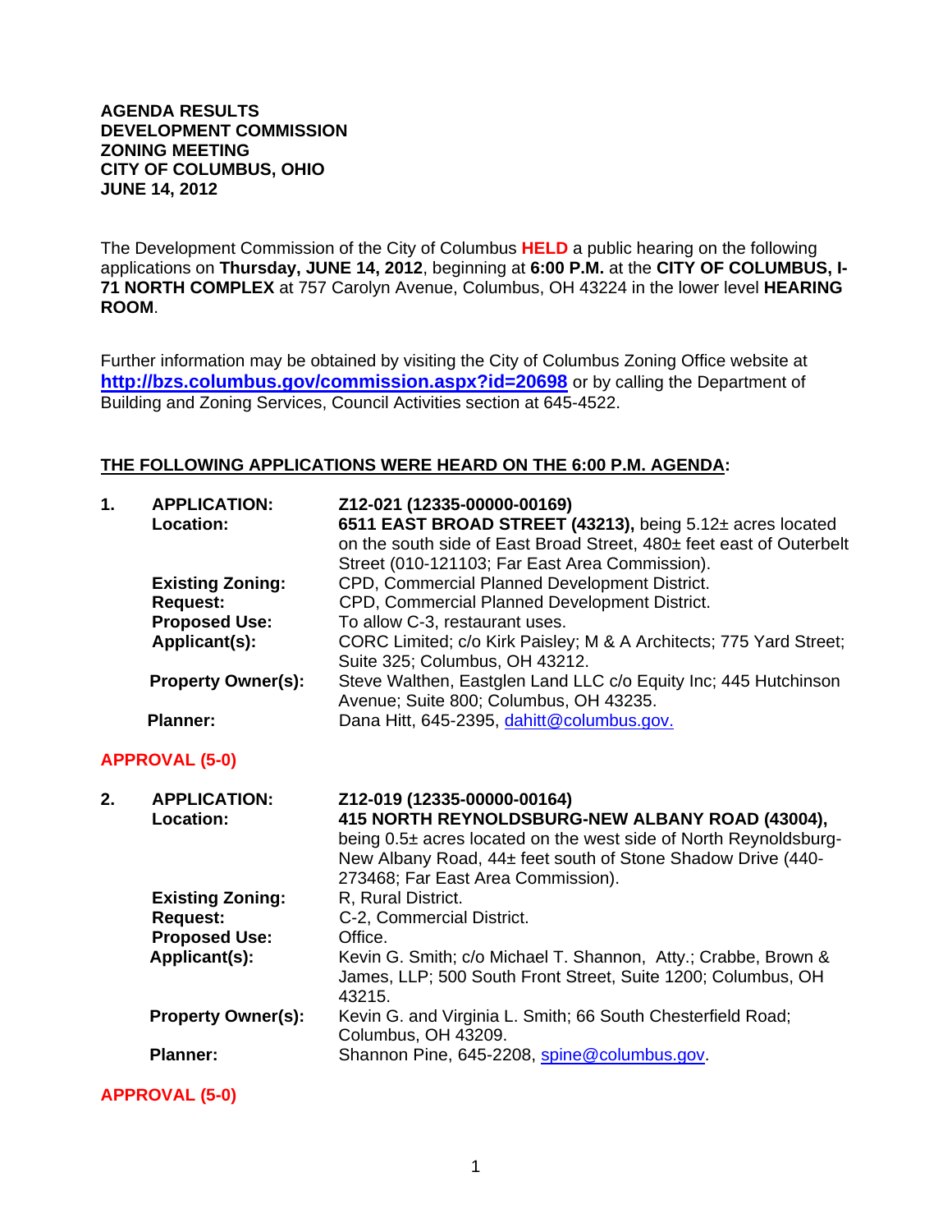**AGENDA RESULTS**
**DEVELOPMENT COMMISSION**
**ZONING MEETING**
**CITY OF COLUMBUS, OHIO**
**JUNE 14, 2012**

The Development Commission of the City of Columbus **HELD** a public hearing on the following applications on **Thursday, JUNE 14, 2012**, beginning at **6:00 P.M.** at the **CITY OF COLUMBUS, I-71 NORTH COMPLEX** at 757 Carolyn Avenue, Columbus, OH 43224 in the lower level **HEARING ROOM**.

Further information may be obtained by visiting the City of Columbus Zoning Office website at **http://bzs.columbus.gov/commission.aspx?id=20698** or by calling the Department of Building and Zoning Services, Council Activities section at 645-4522.

**THE FOLLOWING APPLICATIONS WERE HEARD ON THE 6:00 P.M. AGENDA:**

**1. APPLICATION:** **Z12-021 (12335-00000-00169)**
**Location:** **6511 EAST BROAD STREET (43213),** being 5.12± acres located on the south side of East Broad Street, 480± feet east of Outerbelt Street (010-121103; Far East Area Commission).
**Existing Zoning:** CPD, Commercial Planned Development District.
**Request:** CPD, Commercial Planned Development District.
**Proposed Use:** To allow C-3, restaurant uses.
**Applicant(s):** CORC Limited; c/o Kirk Paisley; M & A Architects; 775 Yard Street; Suite 325; Columbus, OH 43212.
**Property Owner(s):** Steve Walthen, Eastglen Land LLC c/o Equity Inc; 445 Hutchinson Avenue; Suite 800; Columbus, OH 43235.
**Planner:** Dana Hitt, 645-2395, dahitt@columbus.gov.

**APPROVAL (5-0)**

**2. APPLICATION:** **Z12-019 (12335-00000-00164)**
**Location:** **415 NORTH REYNOLDSBURG-NEW ALBANY ROAD (43004),** being 0.5± acres located on the west side of North Reynoldsburg-New Albany Road, 44± feet south of Stone Shadow Drive (440-273468; Far East Area Commission).
**Existing Zoning:** R, Rural District.
**Request:** C-2, Commercial District.
**Proposed Use:** Office.
**Applicant(s):** Kevin G. Smith; c/o Michael T. Shannon, Atty.; Crabbe, Brown & James, LLP; 500 South Front Street, Suite 1200; Columbus, OH 43215.
**Property Owner(s):** Kevin G. and Virginia L. Smith; 66 South Chesterfield Road; Columbus, OH 43209.
**Planner:** Shannon Pine, 645-2208, spine@columbus.gov.

**APPROVAL (5-0)**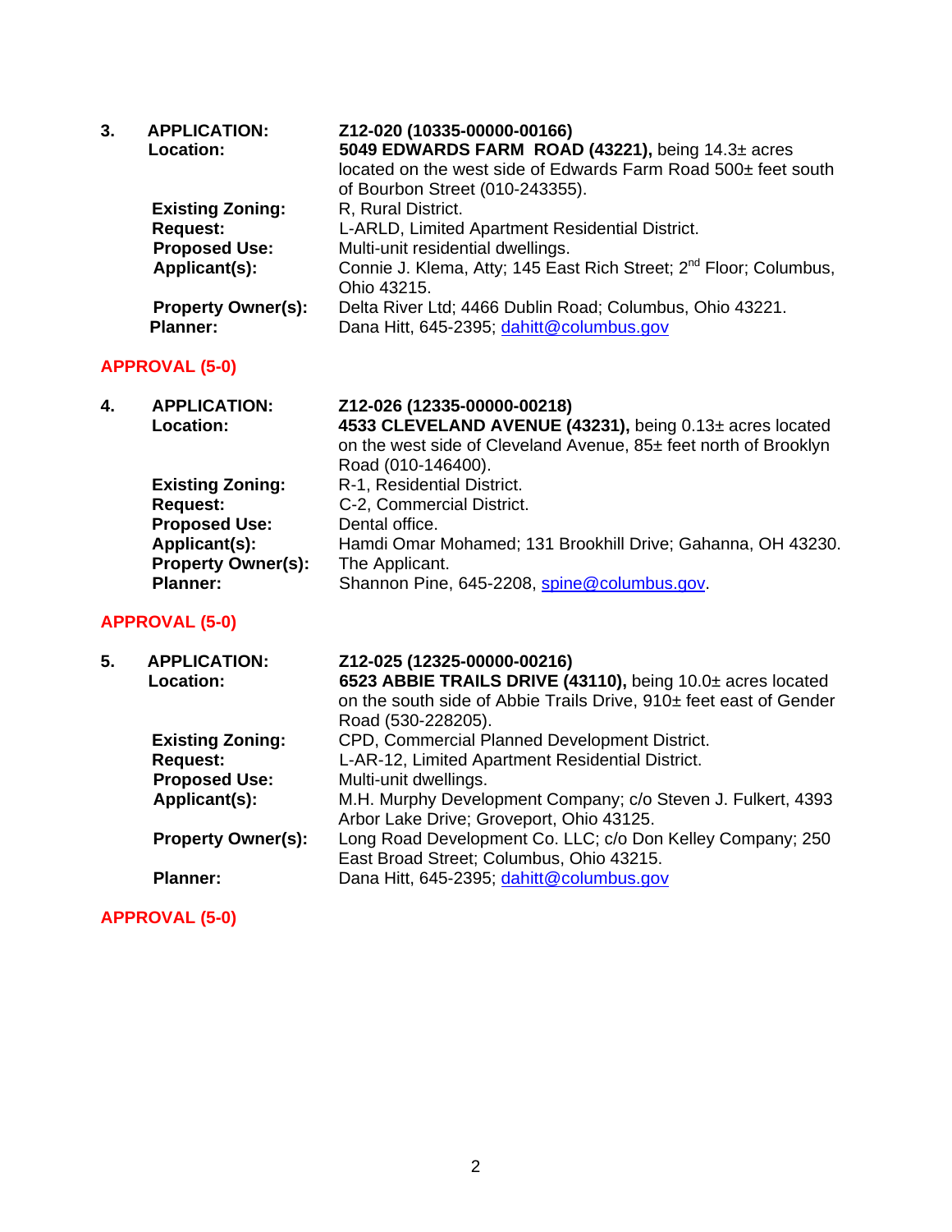**3. APPLICATION:** **Z12-020 (10335-00000-00166)**

**Location:** **5049 EDWARDS FARM ROAD (43221),** being 14.3± acres located on the west side of Edwards Farm Road 500± feet south of Bourbon Street (010-243355).

**Existing Zoning:** R, Rural District.

**Request:** L-ARLD, Limited Apartment Residential District.

**Proposed Use:** Multi-unit residential dwellings.

**Applicant(s):** Connie J. Klema, Atty; 145 East Rich Street; 2nd Floor; Columbus, Ohio 43215.

**Property Owner(s):** Delta River Ltd; 4466 Dublin Road; Columbus, Ohio 43221.

**Planner:** Dana Hitt, 645-2395; dahitt@columbus.gov

**APPROVAL (5-0)**

**4. APPLICATION:** **Z12-026 (12335-00000-00218)**

**Location:** **4533 CLEVELAND AVENUE (43231),** being 0.13± acres located on the west side of Cleveland Avenue, 85± feet north of Brooklyn Road (010-146400).

**Existing Zoning:** R-1, Residential District.

**Request:** C-2, Commercial District.

**Proposed Use:** Dental office.

**Applicant(s):** Hamdi Omar Mohamed; 131 Brookhill Drive; Gahanna, OH 43230.

**Property Owner(s):** The Applicant.

**Planner:** Shannon Pine, 645-2208, spine@columbus.gov.

**APPROVAL (5-0)**

**5. APPLICATION:** **Z12-025 (12325-00000-00216)**

**Location:** **6523 ABBIE TRAILS DRIVE (43110),** being 10.0± acres located on the south side of Abbie Trails Drive, 910± feet east of Gender Road (530-228205).

**Existing Zoning:** CPD, Commercial Planned Development District.

**Request:** L-AR-12, Limited Apartment Residential District.

**Proposed Use:** Multi-unit dwellings.

**Applicant(s):** M.H. Murphy Development Company; c/o Steven J. Fulkert, 4393 Arbor Lake Drive; Groveport, Ohio 43125.

**Property Owner(s):** Long Road Development Co. LLC; c/o Don Kelley Company; 250 East Broad Street; Columbus, Ohio 43215.

**Planner:** Dana Hitt, 645-2395; dahitt@columbus.gov

**APPROVAL (5-0)**